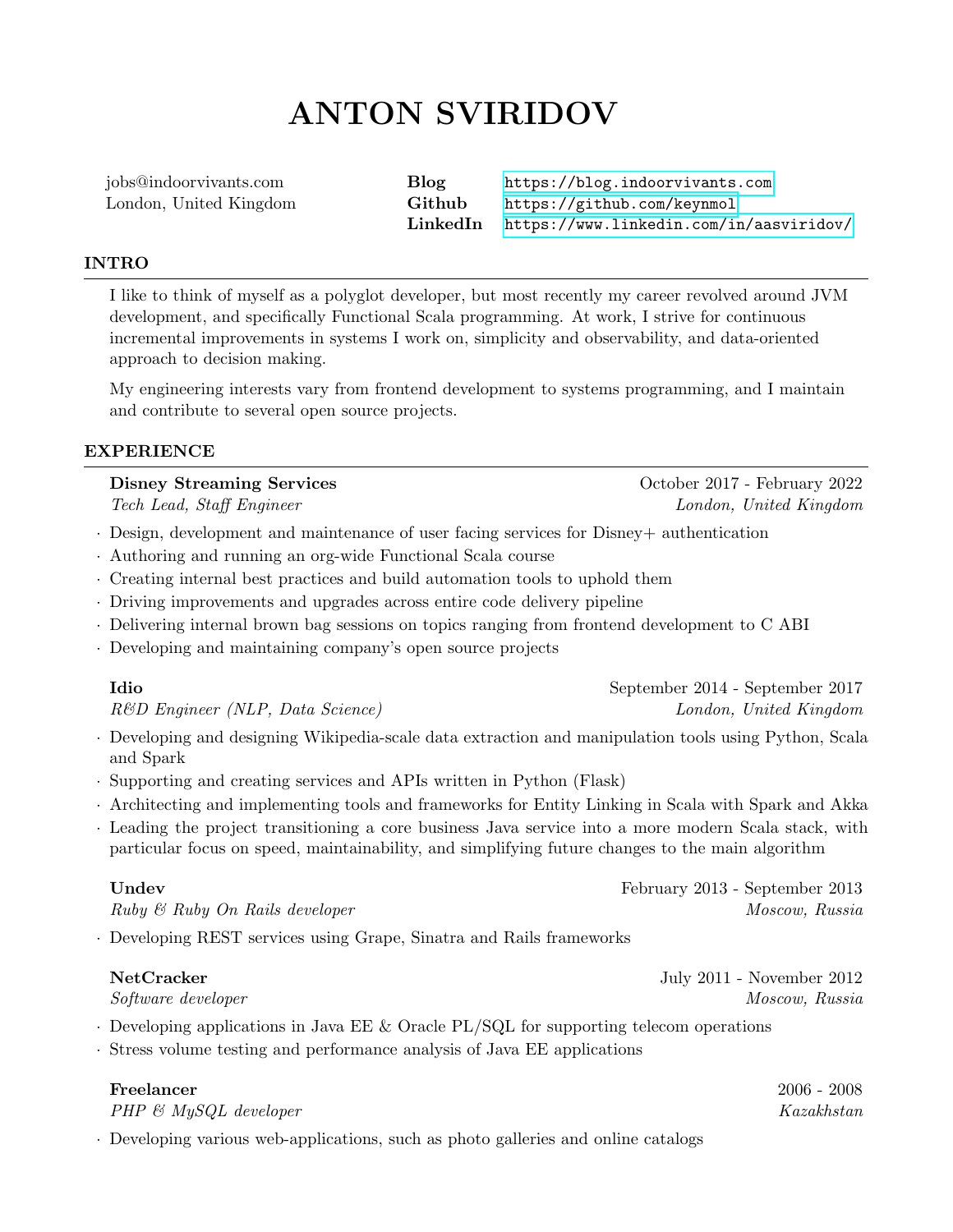# ANTON SVIRIDOV

jobs@indoorvivants.com
London, United Kingdom

**Blog** https://blog.indoorvivants.com
**Github** https://github.com/keynmol
**LinkedIn** https://www.linkedin.com/in/aasviridov/

## INTRO

I like to think of myself as a polyglot developer, but most recently my career revolved around JVM development, and specifically Functional Scala programming. At work, I strive for continuous incremental improvements in systems I work on, simplicity and observability, and data-oriented approach to decision making.

My engineering interests vary from frontend development to systems programming, and I maintain and contribute to several open source projects.

## EXPERIENCE

**Disney Streaming Services** — October 2017 - February 2022
*Tech Lead, Staff Engineer* — *London, United Kingdom*

- Design, development and maintenance of user facing services for Disney+ authentication
- Authoring and running an org-wide Functional Scala course
- Creating internal best practices and build automation tools to uphold them
- Driving improvements and upgrades across entire code delivery pipeline
- Delivering internal brown bag sessions on topics ranging from frontend development to C ABI
- Developing and maintaining company's open source projects

**Idio** — September 2014 - September 2017
*R&D Engineer (NLP, Data Science)* — *London, United Kingdom*

- Developing and designing Wikipedia-scale data extraction and manipulation tools using Python, Scala and Spark
- Supporting and creating services and APIs written in Python (Flask)
- Architecting and implementing tools and frameworks for Entity Linking in Scala with Spark and Akka
- Leading the project transitioning a core business Java service into a more modern Scala stack, with particular focus on speed, maintainability, and simplifying future changes to the main algorithm

**Undev** — February 2013 - September 2013
*Ruby & Ruby On Rails developer* — *Moscow, Russia*

- Developing REST services using Grape, Sinatra and Rails frameworks

**NetCracker** — July 2011 - November 2012
*Software developer* — *Moscow, Russia*

- Developing applications in Java EE & Oracle PL/SQL for supporting telecom operations
- Stress volume testing and performance analysis of Java EE applications

**Freelancer** — 2006 - 2008
*PHP & MySQL developer* — *Kazakhstan*

- Developing various web-applications, such as photo galleries and online catalogs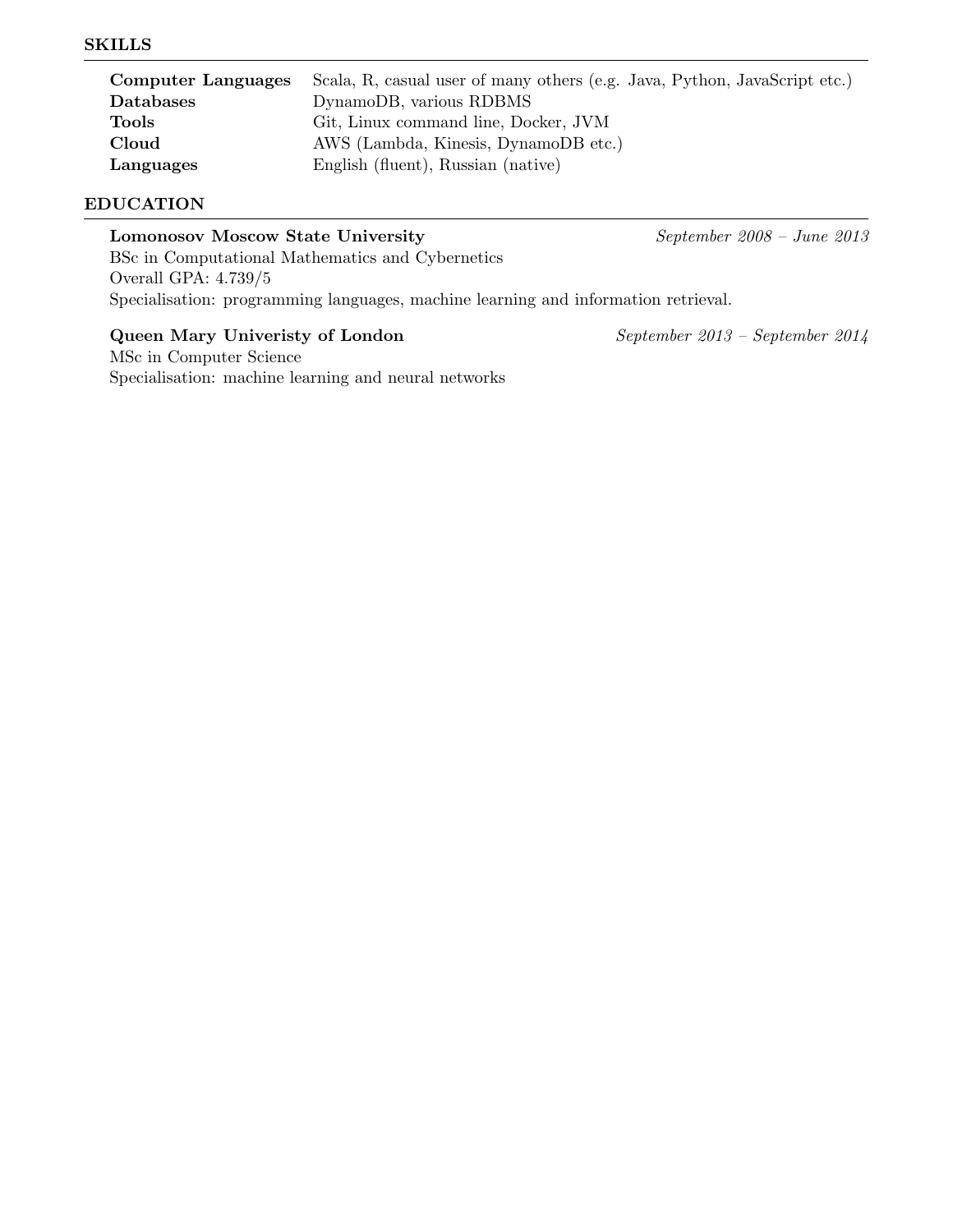## SKILLS

| | |
|---|---|
| **Computer Languages** | Scala, R, casual user of many others (e.g. Java, Python, JavaScript etc.) |
| **Databases** | DynamoDB, various RDBMS |
| **Tools** | Git, Linux command line, Docker, JVM |
| **Cloud** | AWS (Lambda, Kinesis, DynamoDB etc.) |
| **Languages** | English (fluent), Russian (native) |

## EDUCATION

**Lomonosov Moscow State University** *September 2008 – June 2013*
BSc in Computational Mathematics and Cybernetics
Overall GPA: 4.739/5
Specialisation: programming languages, machine learning and information retrieval.

**Queen Mary Univeristy of London** *September 2013 – September 2014*
MSc in Computer Science
Specialisation: machine learning and neural networks